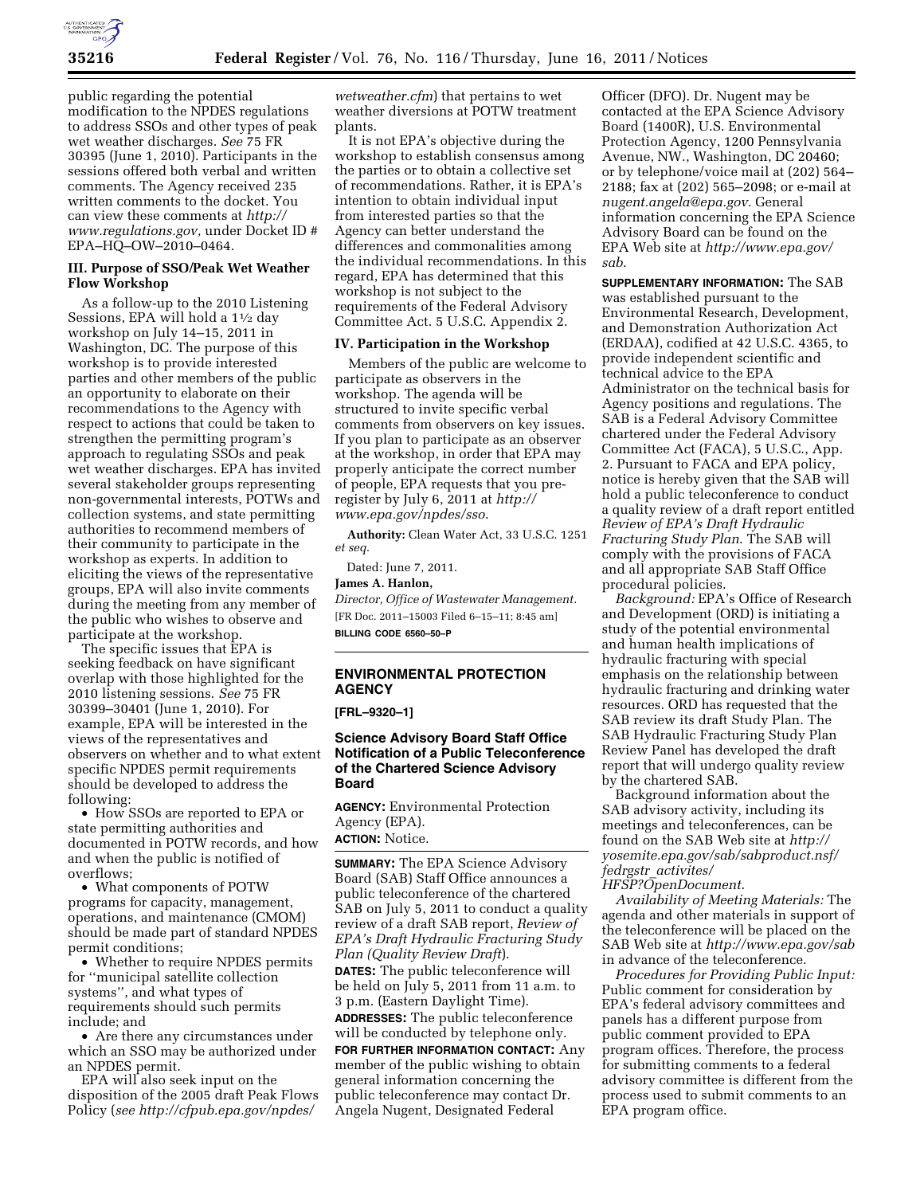public regarding the potential modification to the NPDES regulations to address SSOs and other types of peak wet weather discharges. *See* 75 FR 30395 (June 1, 2010). Participants in the sessions offered both verbal and written comments. The Agency received 235 written comments to the docket. You can view these comments at *http://www.regulations.gov,* under Docket ID # EPA–HQ–OW–2010–0464.

### III. Purpose of SSO/Peak Wet Weather Flow Workshop

As a follow-up to the 2010 Listening Sessions, EPA will hold a 1½ day workshop on July 14–15, 2011 in Washington, DC. The purpose of this workshop is to provide interested parties and other members of the public an opportunity to elaborate on their recommendations to the Agency with respect to actions that could be taken to strengthen the permitting program's approach to regulating SSOs and peak wet weather discharges. EPA has invited several stakeholder groups representing non-governmental interests, POTWs and collection systems, and state permitting authorities to recommend members of their community to participate in the workshop as experts. In addition to eliciting the views of the representative groups, EPA will also invite comments during the meeting from any member of the public who wishes to observe and participate at the workshop.

The specific issues that EPA is seeking feedback on have significant overlap with those highlighted for the 2010 listening sessions. *See* 75 FR 30399–30401 (June 1, 2010). For example, EPA will be interested in the views of the representatives and observers on whether and to what extent specific NPDES permit requirements should be developed to address the following:

- How SSOs are reported to EPA or state permitting authorities and documented in POTW records, and how and when the public is notified of overflows;
- What components of POTW programs for capacity, management, operations, and maintenance (CMOM) should be made part of standard NPDES permit conditions;
- Whether to require NPDES permits for ''municipal satellite collection systems'', and what types of requirements should such permits include; and
- Are there any circumstances under which an SSO may be authorized under an NPDES permit.

EPA will also seek input on the disposition of the 2005 draft Peak Flows Policy (*see http://cfpub.epa.gov/npdes/wetweather.cfm*) that pertains to wet weather diversions at POTW treatment plants.

It is not EPA's objective during the workshop to establish consensus among the parties or to obtain a collective set of recommendations. Rather, it is EPA's intention to obtain individual input from interested parties so that the Agency can better understand the differences and commonalities among the individual recommendations. In this regard, EPA has determined that this workshop is not subject to the requirements of the Federal Advisory Committee Act. 5 U.S.C. Appendix 2.

### IV. Participation in the Workshop

Members of the public are welcome to participate as observers in the workshop. The agenda will be structured to invite specific verbal comments from observers on key issues. If you plan to participate as an observer at the workshop, in order that EPA may properly anticipate the correct number of people, EPA requests that you pre-register by July 6, 2011 at *http://www.epa.gov/npdes/sso*.

**Authority:** Clean Water Act, 33 U.S.C. 1251 *et seq.*

Dated: June 7, 2011.

**James A. Hanlon,**

*Director, Office of Wastewater Management.*

[FR Doc. 2011–15003 Filed 6–15–11; 8:45 am]

**BILLING CODE 6560–50–P**

---

## ENVIRONMENTAL PROTECTION AGENCY

**[FRL–9320–1]**

### Science Advisory Board Staff Office Notification of a Public Teleconference of the Chartered Science Advisory Board

**AGENCY:** Environmental Protection Agency (EPA).

**ACTION:** Notice.

**SUMMARY:** The EPA Science Advisory Board (SAB) Staff Office announces a public teleconference of the chartered SAB on July 5, 2011 to conduct a quality review of a draft SAB report, *Review of EPA's Draft Hydraulic Fracturing Study Plan (Quality Review Draft*).

**DATES:** The public teleconference will be held on July 5, 2011 from 11 a.m. to 3 p.m. (Eastern Daylight Time).

**ADDRESSES:** The public teleconference will be conducted by telephone only.

**FOR FURTHER INFORMATION CONTACT:** Any member of the public wishing to obtain general information concerning the public teleconference may contact Dr. Angela Nugent, Designated Federal Officer (DFO). Dr. Nugent may be contacted at the EPA Science Advisory Board (1400R), U.S. Environmental Protection Agency, 1200 Pennsylvania Avenue, NW., Washington, DC 20460; or by telephone/voice mail at (202) 564–2188; fax at (202) 565–2098; or e-mail at *nugent.angela@epa.gov.* General information concerning the EPA Science Advisory Board can be found on the EPA Web site at *http://www.epa.gov/sab*.

**SUPPLEMENTARY INFORMATION:** The SAB was established pursuant to the Environmental Research, Development, and Demonstration Authorization Act (ERDAA), codified at 42 U.S.C. 4365, to provide independent scientific and technical advice to the EPA Administrator on the technical basis for Agency positions and regulations. The SAB is a Federal Advisory Committee chartered under the Federal Advisory Committee Act (FACA), 5 U.S.C., App. 2. Pursuant to FACA and EPA policy, notice is hereby given that the SAB will hold a public teleconference to conduct a quality review of a draft report entitled *Review of EPA's Draft Hydraulic Fracturing Study Plan*. The SAB will comply with the provisions of FACA and all appropriate SAB Staff Office procedural policies.

*Background:* EPA's Office of Research and Development (ORD) is initiating a study of the potential environmental and human health implications of hydraulic fracturing with special emphasis on the relationship between hydraulic fracturing and drinking water resources. ORD has requested that the SAB review its draft Study Plan. The SAB Hydraulic Fracturing Study Plan Review Panel has developed the draft report that will undergo quality review by the chartered SAB.

Background information about the SAB advisory activity, including its meetings and teleconferences, can be found on the SAB Web site at *http://yosemite.epa.gov/sab/sabproduct.nsf/fedrgstr_activites/HFSP?OpenDocument.*

*Availability of Meeting Materials:* The agenda and other materials in support of the teleconference will be placed on the SAB Web site at *http://www.epa.gov/sab* in advance of the teleconference.

*Procedures for Providing Public Input:* Public comment for consideration by EPA's federal advisory committees and panels has a different purpose from public comment provided to EPA program offices. Therefore, the process for submitting comments to a federal advisory committee is different from the process used to submit comments to an EPA program office.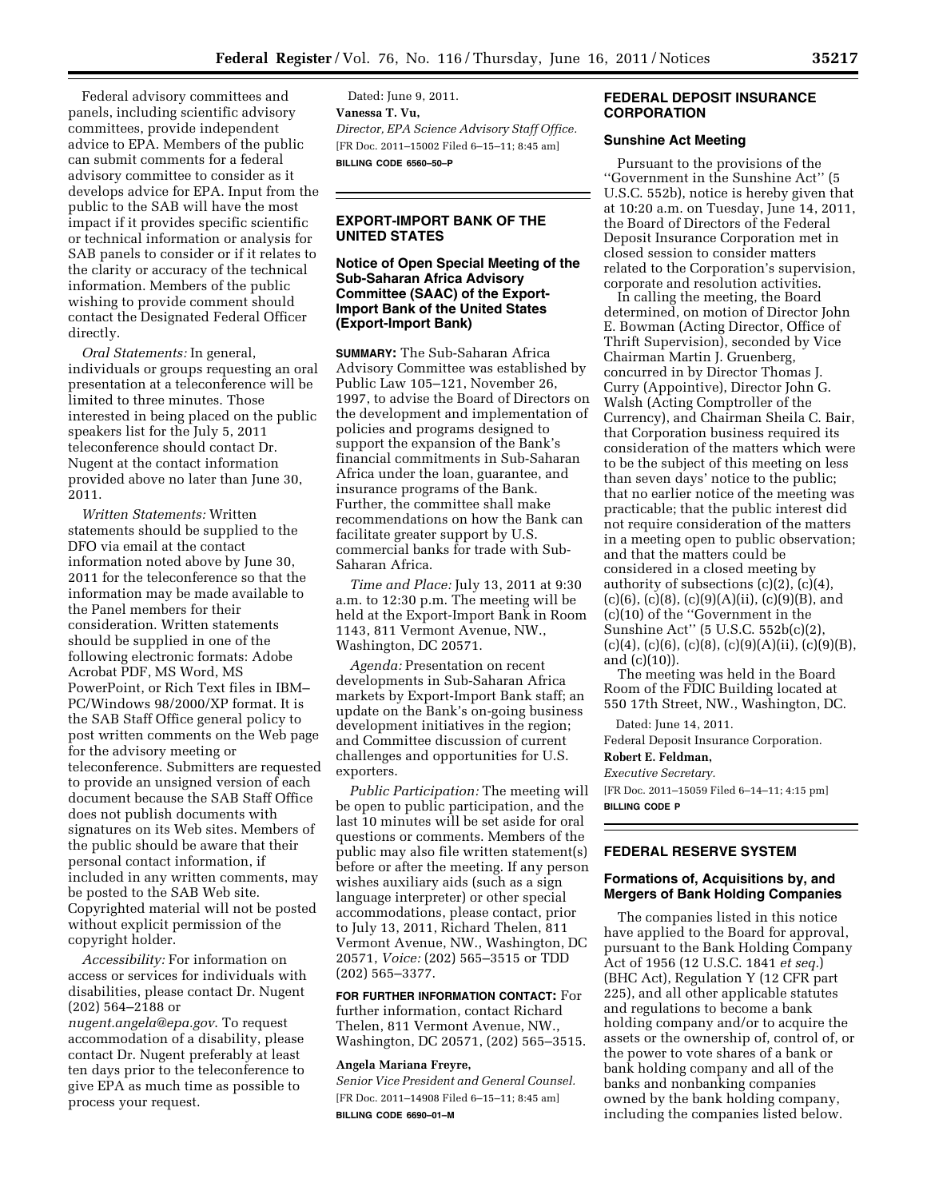Federal advisory committees and panels, including scientific advisory committees, provide independent advice to EPA. Members of the public can submit comments for a federal advisory committee to consider as it develops advice for EPA. Input from the public to the SAB will have the most impact if it provides specific scientific or technical information or analysis for SAB panels to consider or if it relates to the clarity or accuracy of the technical information. Members of the public wishing to provide comment should contact the Designated Federal Officer directly.

*Oral Statements:* In general, individuals or groups requesting an oral presentation at a teleconference will be limited to three minutes. Those interested in being placed on the public speakers list for the July 5, 2011 teleconference should contact Dr. Nugent at the contact information provided above no later than June 30, 2011.

*Written Statements:* Written statements should be supplied to the DFO via email at the contact information noted above by June 30, 2011 for the teleconference so that the information may be made available to the Panel members for their consideration. Written statements should be supplied in one of the following electronic formats: Adobe Acrobat PDF, MS Word, MS PowerPoint, or Rich Text files in IBM–PC/Windows 98/2000/XP format. It is the SAB Staff Office general policy to post written comments on the Web page for the advisory meeting or teleconference. Submitters are requested to provide an unsigned version of each document because the SAB Staff Office does not publish documents with signatures on its Web sites. Members of the public should be aware that their personal contact information, if included in any written comments, may be posted to the SAB Web site. Copyrighted material will not be posted without explicit permission of the copyright holder.

*Accessibility:* For information on access or services for individuals with disabilities, please contact Dr. Nugent (202) 564–2188 or *nugent.angela@epa.gov*. To request accommodation of a disability, please contact Dr. Nugent preferably at least ten days prior to the teleconference to give EPA as much time as possible to process your request.

Dated: June 9, 2011.

**Vanessa T. Vu,**

*Director, EPA Science Advisory Staff Office.*

[FR Doc. 2011–15002 Filed 6–15–11; 8:45 am]

**BILLING CODE 6560–50–P**

## EXPORT-IMPORT BANK OF THE UNITED STATES

### Notice of Open Special Meeting of the Sub-Saharan Africa Advisory Committee (SAAC) of the Export-Import Bank of the United States (Export-Import Bank)

**SUMMARY:** The Sub-Saharan Africa Advisory Committee was established by Public Law 105–121, November 26, 1997, to advise the Board of Directors on the development and implementation of policies and programs designed to support the expansion of the Bank's financial commitments in Sub-Saharan Africa under the loan, guarantee, and insurance programs of the Bank. Further, the committee shall make recommendations on how the Bank can facilitate greater support by U.S. commercial banks for trade with Sub-Saharan Africa.

*Time and Place:* July 13, 2011 at 9:30 a.m. to 12:30 p.m. The meeting will be held at the Export-Import Bank in Room 1143, 811 Vermont Avenue, NW., Washington, DC 20571.

*Agenda:* Presentation on recent developments in Sub-Saharan Africa markets by Export-Import Bank staff; an update on the Bank's on-going business development initiatives in the region; and Committee discussion of current challenges and opportunities for U.S. exporters.

*Public Participation:* The meeting will be open to public participation, and the last 10 minutes will be set aside for oral questions or comments. Members of the public may also file written statement(s) before or after the meeting. If any person wishes auxiliary aids (such as a sign language interpreter) or other special accommodations, please contact, prior to July 13, 2011, Richard Thelen, 811 Vermont Avenue, NW., Washington, DC 20571, *Voice:* (202) 565–3515 or TDD (202) 565–3377.

**FOR FURTHER INFORMATION CONTACT:** For further information, contact Richard Thelen, 811 Vermont Avenue, NW., Washington, DC 20571, (202) 565–3515.

**Angela Mariana Freyre,**

*Senior Vice President and General Counsel.*

[FR Doc. 2011–14908 Filed 6–15–11; 8:45 am]

**BILLING CODE 6690–01–M**

## FEDERAL DEPOSIT INSURANCE CORPORATION

### Sunshine Act Meeting

Pursuant to the provisions of the ''Government in the Sunshine Act'' (5 U.S.C. 552b), notice is hereby given that at 10:20 a.m. on Tuesday, June 14, 2011, the Board of Directors of the Federal Deposit Insurance Corporation met in closed session to consider matters related to the Corporation's supervision, corporate and resolution activities.

In calling the meeting, the Board determined, on motion of Director John E. Bowman (Acting Director, Office of Thrift Supervision), seconded by Vice Chairman Martin J. Gruenberg, concurred in by Director Thomas J. Curry (Appointive), Director John G. Walsh (Acting Comptroller of the Currency), and Chairman Sheila C. Bair, that Corporation business required its consideration of the matters which were to be the subject of this meeting on less than seven days' notice to the public; that no earlier notice of the meeting was practicable; that the public interest did not require consideration of the matters in a meeting open to public observation; and that the matters could be considered in a closed meeting by authority of subsections (c)(2), (c)(4), (c)(6), (c)(8), (c)(9)(A)(ii), (c)(9)(B), and (c)(10) of the ''Government in the Sunshine Act'' (5 U.S.C. 552b(c)(2), (c)(4), (c)(6), (c)(8), (c)(9)(A)(ii), (c)(9)(B), and (c)(10)).

The meeting was held in the Board Room of the FDIC Building located at 550 17th Street, NW., Washington, DC.

Dated: June 14, 2011.

Federal Deposit Insurance Corporation.

**Robert E. Feldman,**

*Executive Secretary.*

[FR Doc. 2011–15059 Filed 6–14–11; 4:15 pm]

**BILLING CODE P**

## FEDERAL RESERVE SYSTEM

### Formations of, Acquisitions by, and Mergers of Bank Holding Companies

The companies listed in this notice have applied to the Board for approval, pursuant to the Bank Holding Company Act of 1956 (12 U.S.C. 1841 *et seq.*) (BHC Act), Regulation Y (12 CFR part 225), and all other applicable statutes and regulations to become a bank holding company and/or to acquire the assets or the ownership of, control of, or the power to vote shares of a bank or bank holding company and all of the banks and nonbanking companies owned by the bank holding company, including the companies listed below.